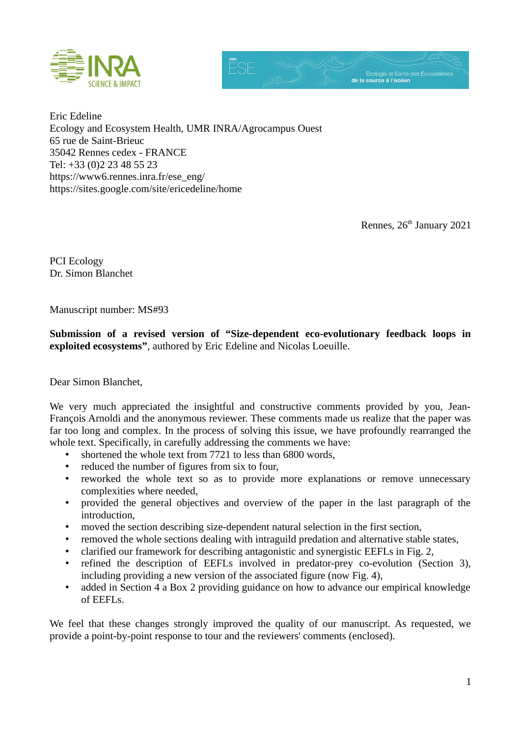Eric Edeline
Ecology and Ecosystem Health, UMR INRA/Agrocampus Ouest
65 rue de Saint-Brieuc
35042 Rennes cedex - FRANCE
Tel: +33 (0)2 23 48 55 23
https://www6.rennes.inra.fr/ese_eng/
https://sites.google.com/site/ericedeline/home

Rennes, 26th January 2021

PCI Ecology
Dr. Simon Blanchet

Manuscript number: MS#93

**Submission of a revised version of "Size-dependent eco-evolutionary feedback loops in exploited ecosystems"**, authored by Eric Edeline and Nicolas Loeuille.

Dear Simon Blanchet,

We very much appreciated the insightful and constructive comments provided by you, Jean-François Arnoldi and the anonymous reviewer. These comments made us realize that the paper was far too long and complex. In the process of solving this issue, we have profoundly rearranged the whole text. Specifically, in carefully addressing the comments we have:

- shortened the whole text from 7721 to less than 6800 words,
- reduced the number of figures from six to four,
- reworked the whole text so as to provide more explanations or remove unnecessary complexities where needed,
- provided the general objectives and overview of the paper in the last paragraph of the introduction,
- moved the section describing size-dependent natural selection in the first section,
- removed the whole sections dealing with intraguild predation and alternative stable states,
- clarified our framework for describing antagonistic and synergistic EEFLs in Fig. 2,
- refined the description of EEFLs involved in predator-prey co-evolution (Section 3), including providing a new version of the associated figure (now Fig. 4),
- added in Section 4 a Box 2 providing guidance on how to advance our empirical knowledge of EEFLs.

We feel that these changes strongly improved the quality of our manuscript. As requested, we provide a point-by-point response to tour and the reviewers' comments (enclosed).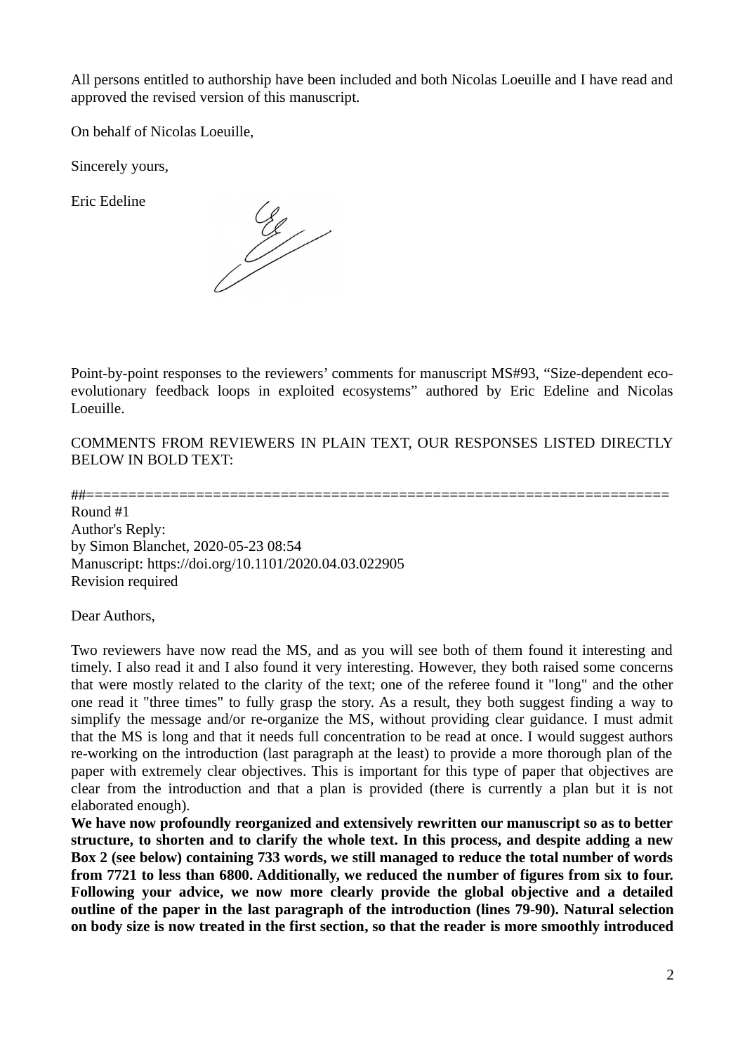All persons entitled to authorship have been included and both Nicolas Loeuille and I have read and approved the revised version of this manuscript.

On behalf of Nicolas Loeuille,

Sincerely yours,

Eric Edeline

Point-by-point responses to the reviewers' comments for manuscript MS#93, "Size-dependent eco-evolutionary feedback loops in exploited ecosystems" authored by Eric Edeline and Nicolas Loeuille.

COMMENTS FROM REVIEWERS IN PLAIN TEXT, OUR RESPONSES LISTED DIRECTLY BELOW IN BOLD TEXT:

##======================================================================
Round #1
Author's Reply:
by Simon Blanchet, 2020-05-23 08:54
Manuscript: https://doi.org/10.1101/2020.04.03.022905
Revision required

Dear Authors,

Two reviewers have now read the MS, and as you will see both of them found it interesting and timely. I also read it and I also found it very interesting. However, they both raised some concerns that were mostly related to the clarity of the text; one of the referee found it "long" and the other one read it "three times" to fully grasp the story. As a result, they both suggest finding a way to simplify the message and/or re-organize the MS, without providing clear guidance. I must admit that the MS is long and that it needs full concentration to be read at once. I would suggest authors re-working on the introduction (last paragraph at the least) to provide a more thorough plan of the paper with extremely clear objectives. This is important for this type of paper that objectives are clear from the introduction and that a plan is provided (there is currently a plan but it is not elaborated enough).

**We have now profoundly reorganized and extensively rewritten our manuscript so as to better structure, to shorten and to clarify the whole text. In this process, and despite adding a new Box 2 (see below) containing 733 words, we still managed to reduce the total number of words from 7721 to less than 6800. Additionally, we reduced the number of figures from six to four. Following your advice, we now more clearly provide the global objective and a detailed outline of the paper in the last paragraph of the introduction (lines 79-90). Natural selection on body size is now treated in the first section, so that the reader is more smoothly introduced**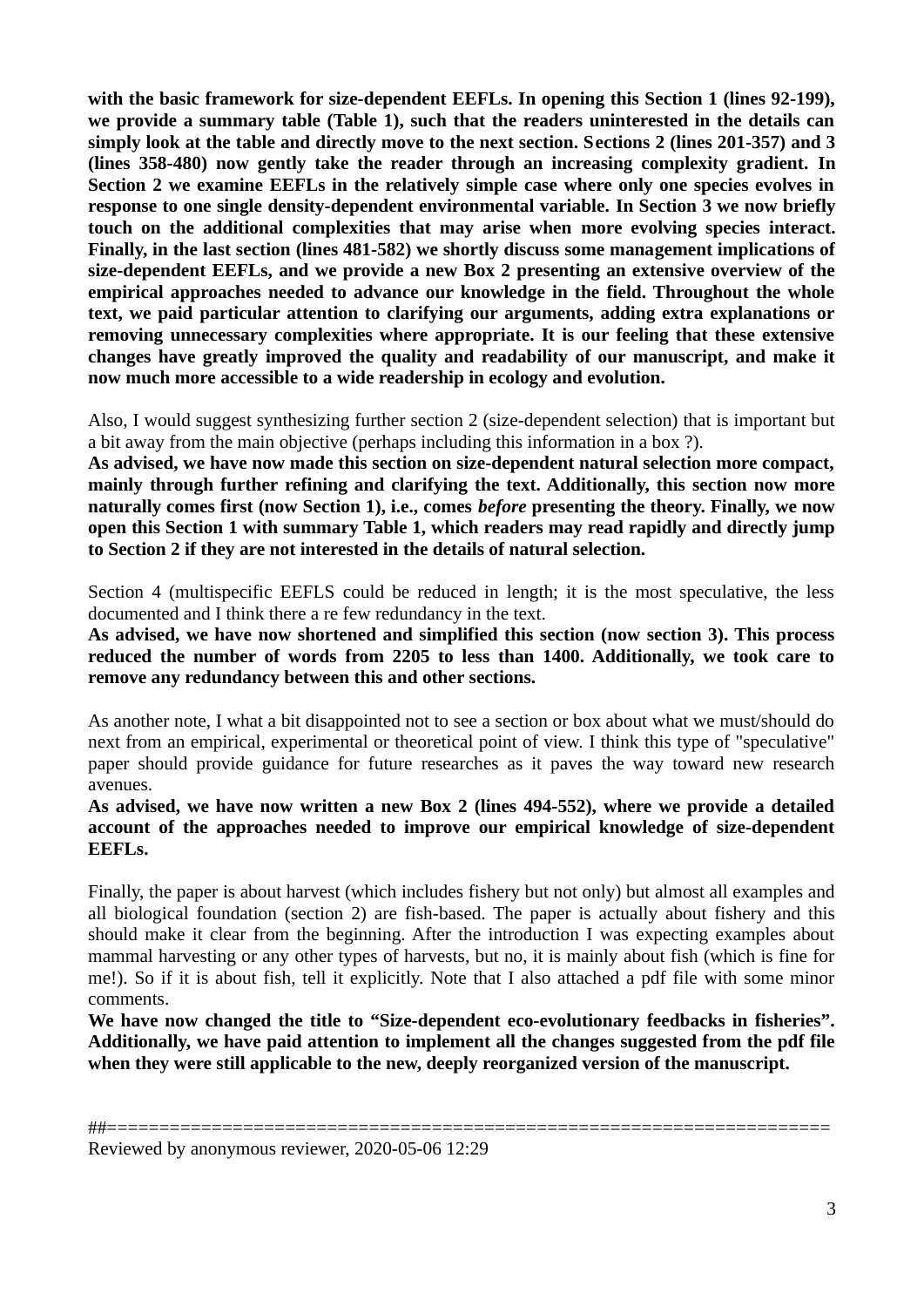**with the basic framework for size-dependent EEFLs. In opening this Section 1 (lines 92-199), we provide a summary table (Table 1), such that the readers uninterested in the details can simply look at the table and directly move to the next section. Sections 2 (lines 201-357) and 3 (lines 358-480) now gently take the reader through an increasing complexity gradient. In Section 2 we examine EEFLs in the relatively simple case where only one species evolves in response to one single density-dependent environmental variable. In Section 3 we now briefly touch on the additional complexities that may arise when more evolving species interact. Finally, in the last section (lines 481-582) we shortly discuss some management implications of size-dependent EEFLs, and we provide a new Box 2 presenting an extensive overview of the empirical approaches needed to advance our knowledge in the field. Throughout the whole text, we paid particular attention to clarifying our arguments, adding extra explanations or removing unnecessary complexities where appropriate. It is our feeling that these extensive changes have greatly improved the quality and readability of our manuscript, and make it now much more accessible to a wide readership in ecology and evolution.**

Also, I would suggest synthesizing further section 2 (size-dependent selection) that is important but a bit away from the main objective (perhaps including this information in a box ?).

**As advised, we have now made this section on size-dependent natural selection more compact, mainly through further refining and clarifying the text. Additionally, this section now more naturally comes first (now Section 1), i.e., comes *before* presenting the theory. Finally, we now open this Section 1 with summary Table 1, which readers may read rapidly and directly jump to Section 2 if they are not interested in the details of natural selection.**

Section 4 (multispecific EEFLS could be reduced in length; it is the most speculative, the less documented and I think there a re few redundancy in the text.

**As advised, we have now shortened and simplified this section (now section 3). This process reduced the number of words from 2205 to less than 1400. Additionally, we took care to remove any redundancy between this and other sections.**

As another note, I what a bit disappointed not to see a section or box about what we must/should do next from an empirical, experimental or theoretical point of view. I think this type of "speculative" paper should provide guidance for future researches as it paves the way toward new research avenues.

**As advised, we have now written a new Box 2 (lines 494-552), where we provide a detailed account of the approaches needed to improve our empirical knowledge of size-dependent EEFLs.**

Finally, the paper is about harvest (which includes fishery but not only) but almost all examples and all biological foundation (section 2) are fish-based. The paper is actually about fishery and this should make it clear from the beginning. After the introduction I was expecting examples about mammal harvesting or any other types of harvests, but no, it is mainly about fish (which is fine for me!). So if it is about fish, tell it explicitly. Note that I also attached a pdf file with some minor comments.

**We have now changed the title to "Size-dependent eco-evolutionary feedbacks in fisheries". Additionally, we have paid attention to implement all the changes suggested from the pdf file when they were still applicable to the new, deeply reorganized version of the manuscript.**

##====================================================================

Reviewed by anonymous reviewer, 2020-05-06 12:29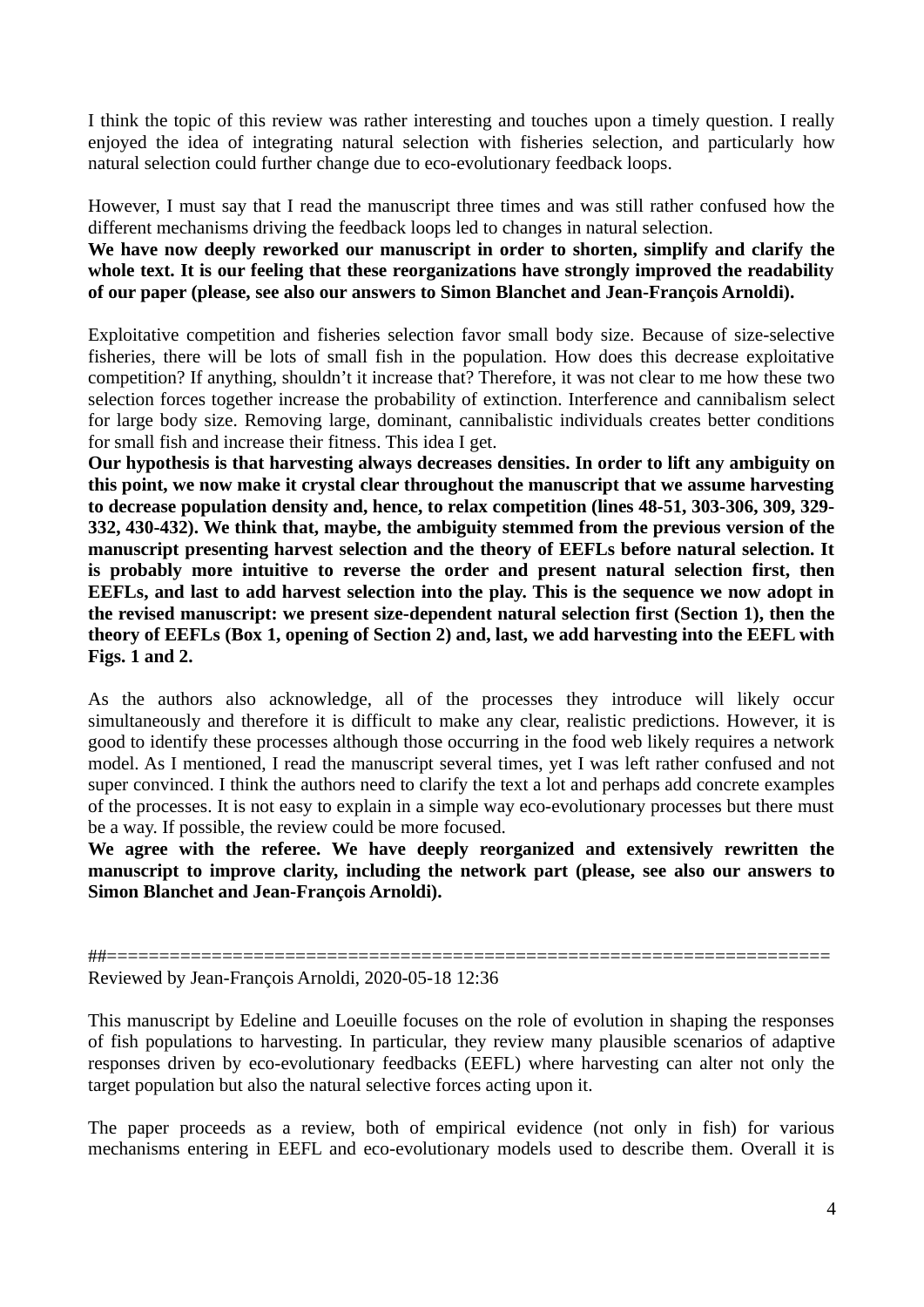I think the topic of this review was rather interesting and touches upon a timely question. I really enjoyed the idea of integrating natural selection with fisheries selection, and particularly how natural selection could further change due to eco-evolutionary feedback loops.

However, I must say that I read the manuscript three times and was still rather confused how the different mechanisms driving the feedback loops led to changes in natural selection.
**We have now deeply reworked our manuscript in order to shorten, simplify and clarify the whole text. It is our feeling that these reorganizations have strongly improved the readability of our paper (please, see also our answers to Simon Blanchet and Jean-François Arnoldi).**

Exploitative competition and fisheries selection favor small body size. Because of size-selective fisheries, there will be lots of small fish in the population. How does this decrease exploitative competition? If anything, shouldn't it increase that? Therefore, it was not clear to me how these two selection forces together increase the probability of extinction. Interference and cannibalism select for large body size. Removing large, dominant, cannibalistic individuals creates better conditions for small fish and increase their fitness. This idea I get.
**Our hypothesis is that harvesting always decreases densities. In order to lift any ambiguity on this point, we now make it crystal clear throughout the manuscript that we assume harvesting to decrease population density and, hence, to relax competition (lines 48-51, 303-306, 309, 329-332, 430-432). We think that, maybe, the ambiguity stemmed from the previous version of the manuscript presenting harvest selection and the theory of EEFLs before natural selection. It is probably more intuitive to reverse the order and present natural selection first, then EEFLs, and last to add harvest selection into the play. This is the sequence we now adopt in the revised manuscript: we present size-dependent natural selection first (Section 1), then the theory of EEFLs (Box 1, opening of Section 2) and, last, we add harvesting into the EEFL with Figs. 1 and 2.**

As the authors also acknowledge, all of the processes they introduce will likely occur simultaneously and therefore it is difficult to make any clear, realistic predictions. However, it is good to identify these processes although those occurring in the food web likely requires a network model. As I mentioned, I read the manuscript several times, yet I was left rather confused and not super convinced. I think the authors need to clarify the text a lot and perhaps add concrete examples of the processes. It is not easy to explain in a simple way eco-evolutionary processes but there must be a way. If possible, the review could be more focused.
**We agree with the referee. We have deeply reorganized and extensively rewritten the manuscript to improve clarity, including the network part (please, see also our answers to Simon Blanchet and Jean-François Arnoldi).**

##=======================================================================
Reviewed by Jean-François Arnoldi, 2020-05-18 12:36

This manuscript by Edeline and Loeuille focuses on the role of evolution in shaping the responses of fish populations to harvesting. In particular, they review many plausible scenarios of adaptive responses driven by eco-evolutionary feedbacks (EEFL) where harvesting can alter not only the target population but also the natural selective forces acting upon it.

The paper proceeds as a review, both of empirical evidence (not only in fish) for various mechanisms entering in EEFL and eco-evolutionary models used to describe them. Overall it is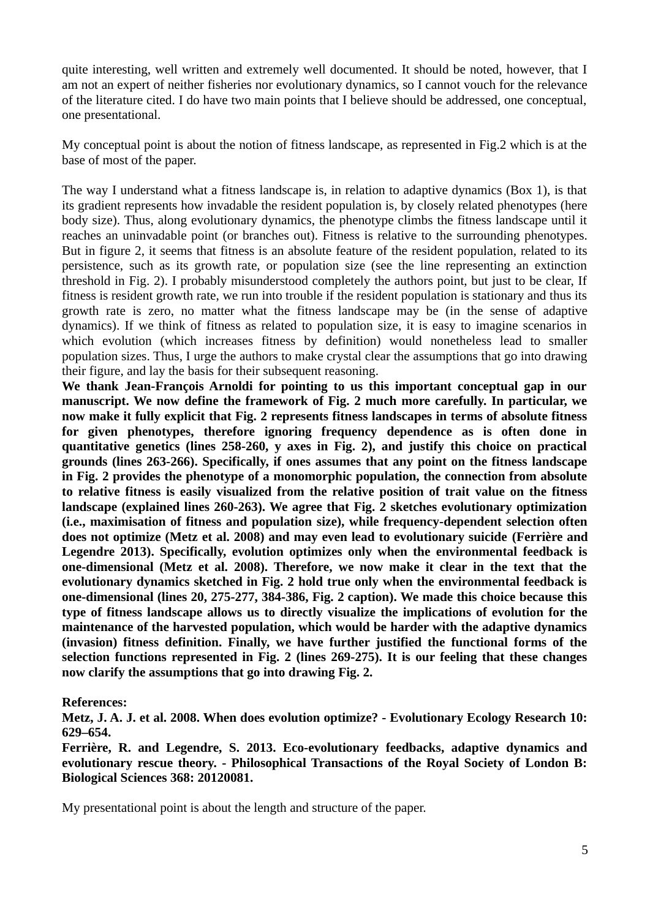quite interesting, well written and extremely well documented. It should be noted, however, that I am not an expert of neither fisheries nor evolutionary dynamics, so I cannot vouch for the relevance of the literature cited. I do have two main points that I believe should be addressed, one conceptual, one presentational.

My conceptual point is about the notion of fitness landscape, as represented in Fig.2 which is at the base of most of the paper.

The way I understand what a fitness landscape is, in relation to adaptive dynamics (Box 1), is that its gradient represents how invadable the resident population is, by closely related phenotypes (here body size). Thus, along evolutionary dynamics, the phenotype climbs the fitness landscape until it reaches an uninvadable point (or branches out). Fitness is relative to the surrounding phenotypes. But in figure 2, it seems that fitness is an absolute feature of the resident population, related to its persistence, such as its growth rate, or population size (see the line representing an extinction threshold in Fig. 2). I probably misunderstood completely the authors point, but just to be clear, If fitness is resident growth rate, we run into trouble if the resident population is stationary and thus its growth rate is zero, no matter what the fitness landscape may be (in the sense of adaptive dynamics). If we think of fitness as related to population size, it is easy to imagine scenarios in which evolution (which increases fitness by definition) would nonetheless lead to smaller population sizes. Thus, I urge the authors to make crystal clear the assumptions that go into drawing their figure, and lay the basis for their subsequent reasoning.

**We thank Jean-François Arnoldi for pointing to us this important conceptual gap in our manuscript. We now define the framework of Fig. 2 much more carefully. In particular, we now make it fully explicit that Fig. 2 represents fitness landscapes in terms of absolute fitness for given phenotypes, therefore ignoring frequency dependence as is often done in quantitative genetics (lines 258-260, y axes in Fig. 2), and justify this choice on practical grounds (lines 263-266). Specifically, if ones assumes that any point on the fitness landscape in Fig. 2 provides the phenotype of a monomorphic population, the connection from absolute to relative fitness is easily visualized from the relative position of trait value on the fitness landscape (explained lines 260-263). We agree that Fig. 2 sketches evolutionary optimization (i.e., maximisation of fitness and population size), while frequency-dependent selection often does not optimize (Metz et al. 2008) and may even lead to evolutionary suicide (Ferrière and Legendre 2013). Specifically, evolution optimizes only when the environmental feedback is one-dimensional (Metz et al. 2008). Therefore, we now make it clear in the text that the evolutionary dynamics sketched in Fig. 2 hold true only when the environmental feedback is one-dimensional (lines 20, 275-277, 384-386, Fig. 2 caption). We made this choice because this type of fitness landscape allows us to directly visualize the implications of evolution for the maintenance of the harvested population, which would be harder with the adaptive dynamics (invasion) fitness definition. Finally, we have further justified the functional forms of the selection functions represented in Fig. 2 (lines 269-275). It is our feeling that these changes now clarify the assumptions that go into drawing Fig. 2.**

**References:**

**Metz, J. A. J. et al. 2008. When does evolution optimize? - Evolutionary Ecology Research 10: 629–654.**

**Ferrière, R. and Legendre, S. 2013. Eco-evolutionary feedbacks, adaptive dynamics and evolutionary rescue theory. - Philosophical Transactions of the Royal Society of London B: Biological Sciences 368: 20120081.**

My presentational point is about the length and structure of the paper.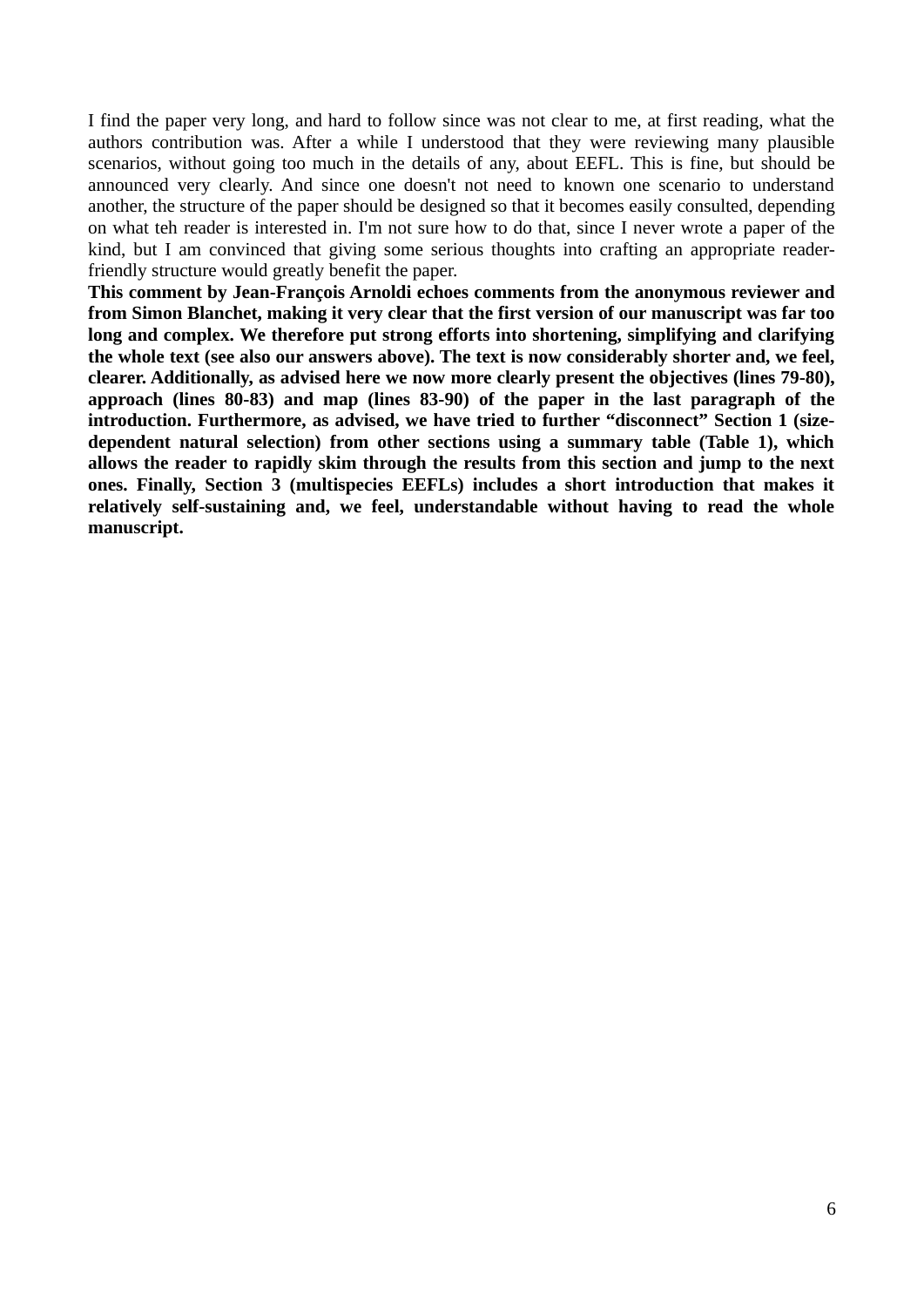I find the paper very long, and hard to follow since was not clear to me, at first reading, what the authors contribution was. After a while I understood that they were reviewing many plausible scenarios, without going too much in the details of any, about EEFL. This is fine, but should be announced very clearly. And since one doesn't not need to known one scenario to understand another, the structure of the paper should be designed so that it becomes easily consulted, depending on what teh reader is interested in. I'm not sure how to do that, since I never wrote a paper of the kind, but I am convinced that giving some serious thoughts into crafting an appropriate reader-friendly structure would greatly benefit the paper.

**This comment by Jean-François Arnoldi echoes comments from the anonymous reviewer and from Simon Blanchet, making it very clear that the first version of our manuscript was far too long and complex. We therefore put strong efforts into shortening, simplifying and clarifying the whole text (see also our answers above). The text is now considerably shorter and, we feel, clearer. Additionally, as advised here we now more clearly present the objectives (lines 79-80), approach (lines 80-83) and map (lines 83-90) of the paper in the last paragraph of the introduction. Furthermore, as advised, we have tried to further "disconnect" Section 1 (size-dependent natural selection) from other sections using a summary table (Table 1), which allows the reader to rapidly skim through the results from this section and jump to the next ones. Finally, Section 3 (multispecies EEFLs) includes a short introduction that makes it relatively self-sustaining and, we feel, understandable without having to read the whole manuscript.**